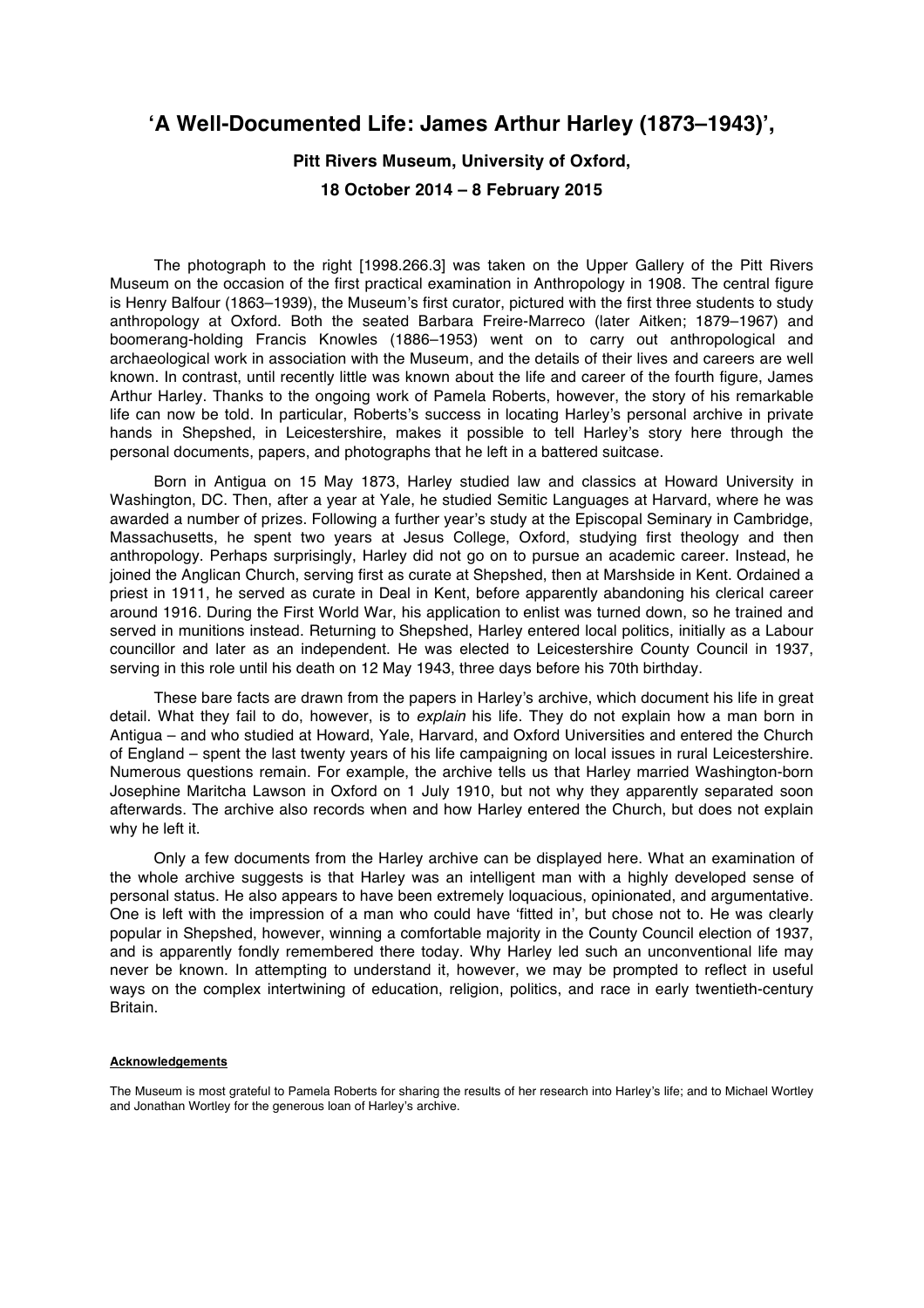# 'A Well-Documented Life: James Arthur Harley (1873–1943)',

### Pitt Rivers Museum, University of Oxford,

### 18 October 2014 – 8 February 2015

The photograph to the right [1998.266.3] was taken on the Upper Gallery of the Pitt Rivers Museum on the occasion of the first practical examination in Anthropology in 1908. The central figure is Henry Balfour (1863–1939), the Museum's first curator, pictured with the first three students to study anthropology at Oxford. Both the seated Barbara Freire-Marreco (later Aitken; 1879–1967) and boomerang-holding Francis Knowles (1886–1953) went on to carry out anthropological and archaeological work in association with the Museum, and the details of their lives and careers are well known. In contrast, until recently little was known about the life and career of the fourth figure, James Arthur Harley. Thanks to the ongoing work of Pamela Roberts, however, the story of his remarkable life can now be told. In particular, Roberts's success in locating Harley's personal archive in private hands in Shepshed, in Leicestershire, makes it possible to tell Harley's story here through the personal documents, papers, and photographs that he left in a battered suitcase.

Born in Antigua on 15 May 1873, Harley studied law and classics at Howard University in Washington, DC. Then, after a year at Yale, he studied Semitic Languages at Harvard, where he was awarded a number of prizes. Following a further year's study at the Episcopal Seminary in Cambridge, Massachusetts, he spent two years at Jesus College, Oxford, studying first theology and then anthropology. Perhaps surprisingly, Harley did not go on to pursue an academic career. Instead, he joined the Anglican Church, serving first as curate at Shepshed, then at Marshside in Kent. Ordained a priest in 1911, he served as curate in Deal in Kent, before apparently abandoning his clerical career around 1916. During the First World War, his application to enlist was turned down, so he trained and served in munitions instead. Returning to Shepshed, Harley entered local politics, initially as a Labour councillor and later as an independent. He was elected to Leicestershire County Council in 1937, serving in this role until his death on 12 May 1943, three days before his 70th birthday.

These bare facts are drawn from the papers in Harley's archive, which document his life in great detail. What they fail to do, however, is to *explain* his life. They do not explain how a man born in Antigua – and who studied at Howard, Yale, Harvard, and Oxford Universities and entered the Church of England – spent the last twenty years of his life campaigning on local issues in rural Leicestershire. Numerous questions remain. For example, the archive tells us that Harley married Washington-born Josephine Maritcha Lawson in Oxford on 1 July 1910, but not why they apparently separated soon afterwards. The archive also records when and how Harley entered the Church, but does not explain why he left it.

Only a few documents from the Harley archive can be displayed here. What an examination of the whole archive suggests is that Harley was an intelligent man with a highly developed sense of personal status. He also appears to have been extremely loquacious, opinionated, and argumentative. One is left with the impression of a man who could have 'fitted in', but chose not to. He was clearly popular in Shepshed, however, winning a comfortable majority in the County Council election of 1937, and is apparently fondly remembered there today. Why Harley led such an unconventional life may never be known. In attempting to understand it, however, we may be prompted to reflect in useful ways on the complex intertwining of education, religion, politics, and race in early twentieth-century Britain.

**Acknowledgements**

The Museum is most grateful to Pamela Roberts for sharing the results of her research into Harley's life; and to Michael Wortley and Jonathan Wortley for the generous loan of Harley's archive.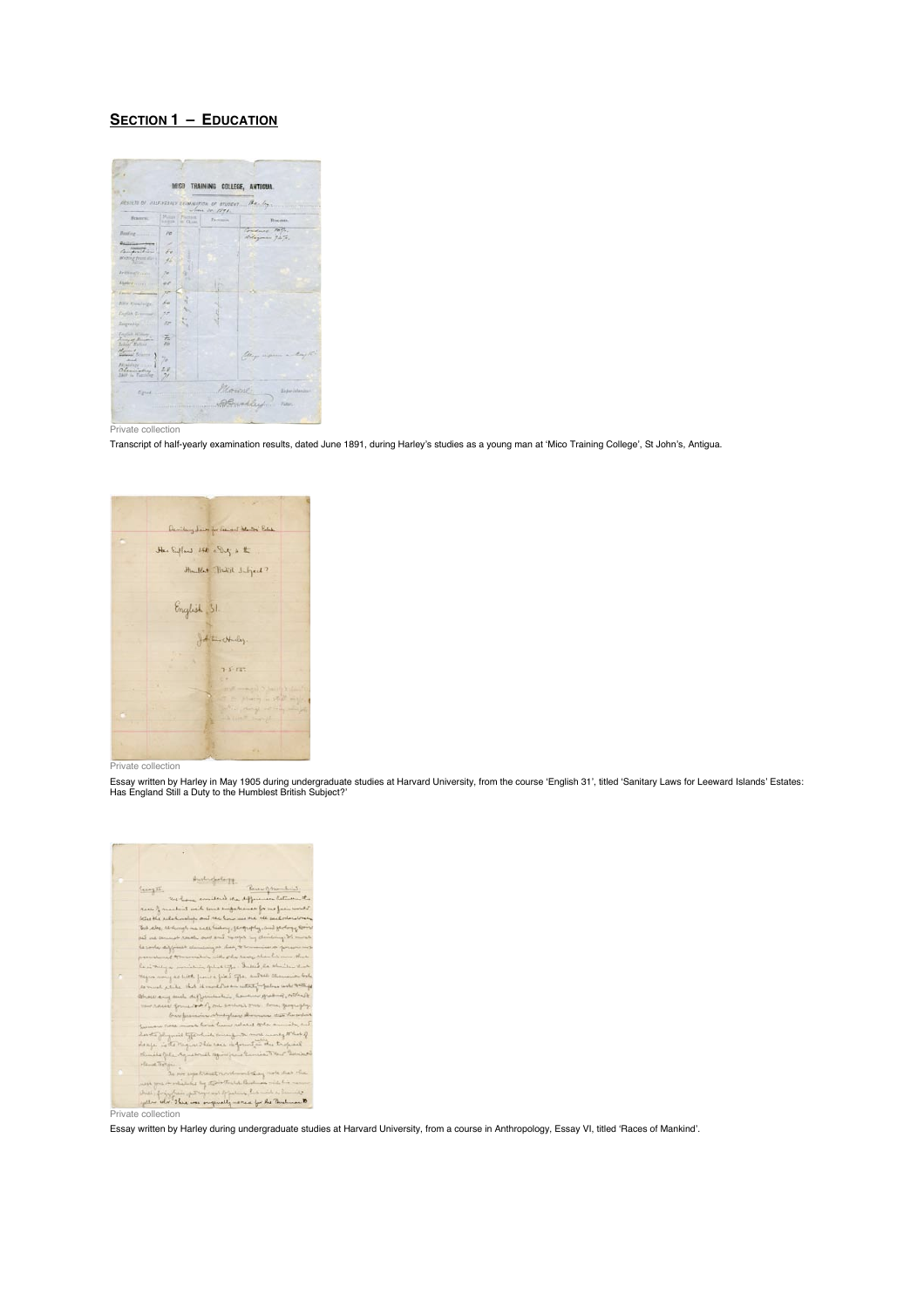## **SECTION 1 – EDUCATION**

Private collection

Transcript of half-yearly examination results, dated June 1891, during Harley's studies as a young man at 'Mico Training College', St John's, Antigua.

Private collection

Essay written by Harley in May 1905 during undergraduate studies at Harvard University, from the course 'English 31', titled 'Sanitary Laws for Leeward Islands' Estates: Has England Still a Duty to the Humblest British Subject?'

Private collection

Essay written by Harley during undergraduate studies at Harvard University, from a course in Anthropology, Essay VI, titled 'Races of Mankind'.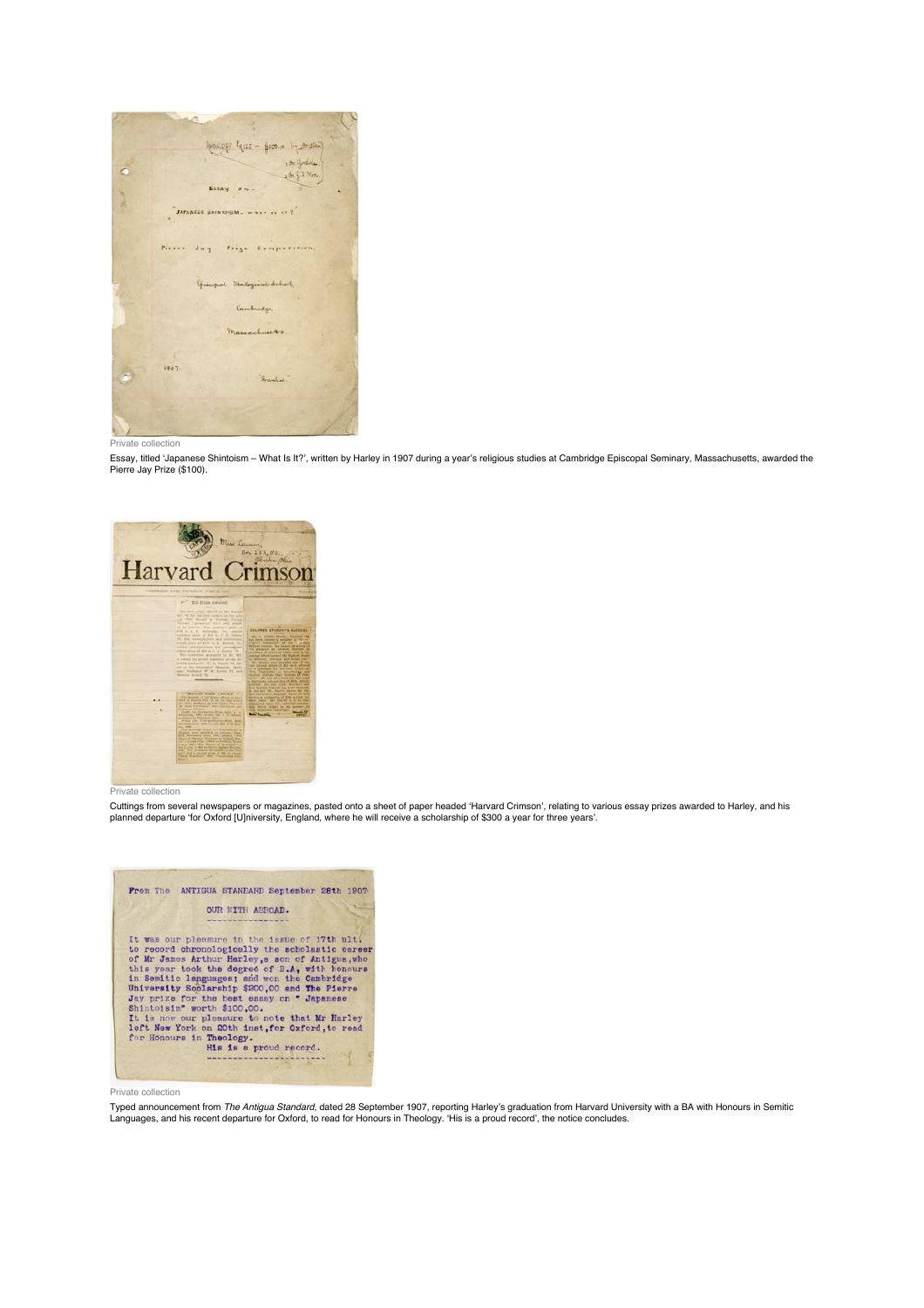Private collection

Essay, titled 'Japanese Shintoism – What Is It?', written by Harley in 1907 during a year's religious studies at Cambridge Episcopal Seminary, Massachusetts, awarded the Pierre Jay Prize ($100).

Private collection

Cuttings from several newspapers or magazines, pasted onto a sheet of paper headed 'Harvard Crimson', relating to various essay prizes awarded to Harley, and his planned departure 'for Oxford [U]niversity, England, where he will receive a scholarship of $300 a year for three years'.

Private collection

Typed announcement from *The Antigua Standard*, dated 28 September 1907, reporting Harley's graduation from Harvard University with a BA with Honours in Semitic Languages, and his recent departure for Oxford, to read for Honours in Theology. 'His is a proud record', the notice concludes.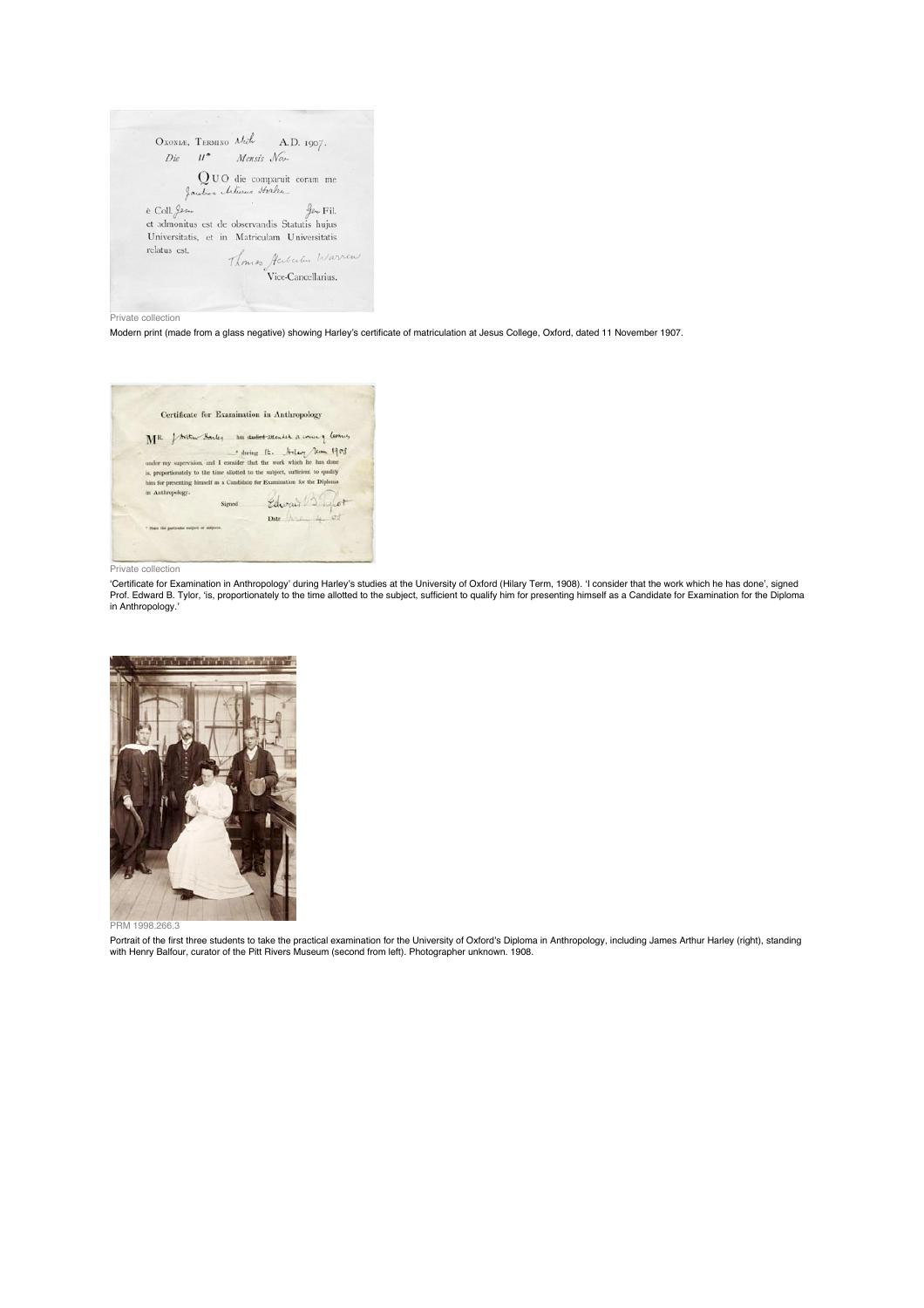Private collection

Modern print (made from a glass negative) showing Harley's certificate of matriculation at Jesus College, Oxford, dated 11 November 1907.

Private collection

'Certificate for Examination in Anthropology' during Harley's studies at the University of Oxford (Hilary Term, 1908). 'I consider that the work which he has done', signed Prof. Edward B. Tylor, 'is, proportionately to the time allotted to the subject, sufficient to qualify him for presenting himself as a Candidate for Examination for the Diploma in Anthropology.'

PRM 1998.266.3

Portrait of the first three students to take the practical examination for the University of Oxford's Diploma in Anthropology, including James Arthur Harley (right), standing with Henry Balfour, curator of the Pitt Rivers Museum (second from left). Photographer unknown. 1908.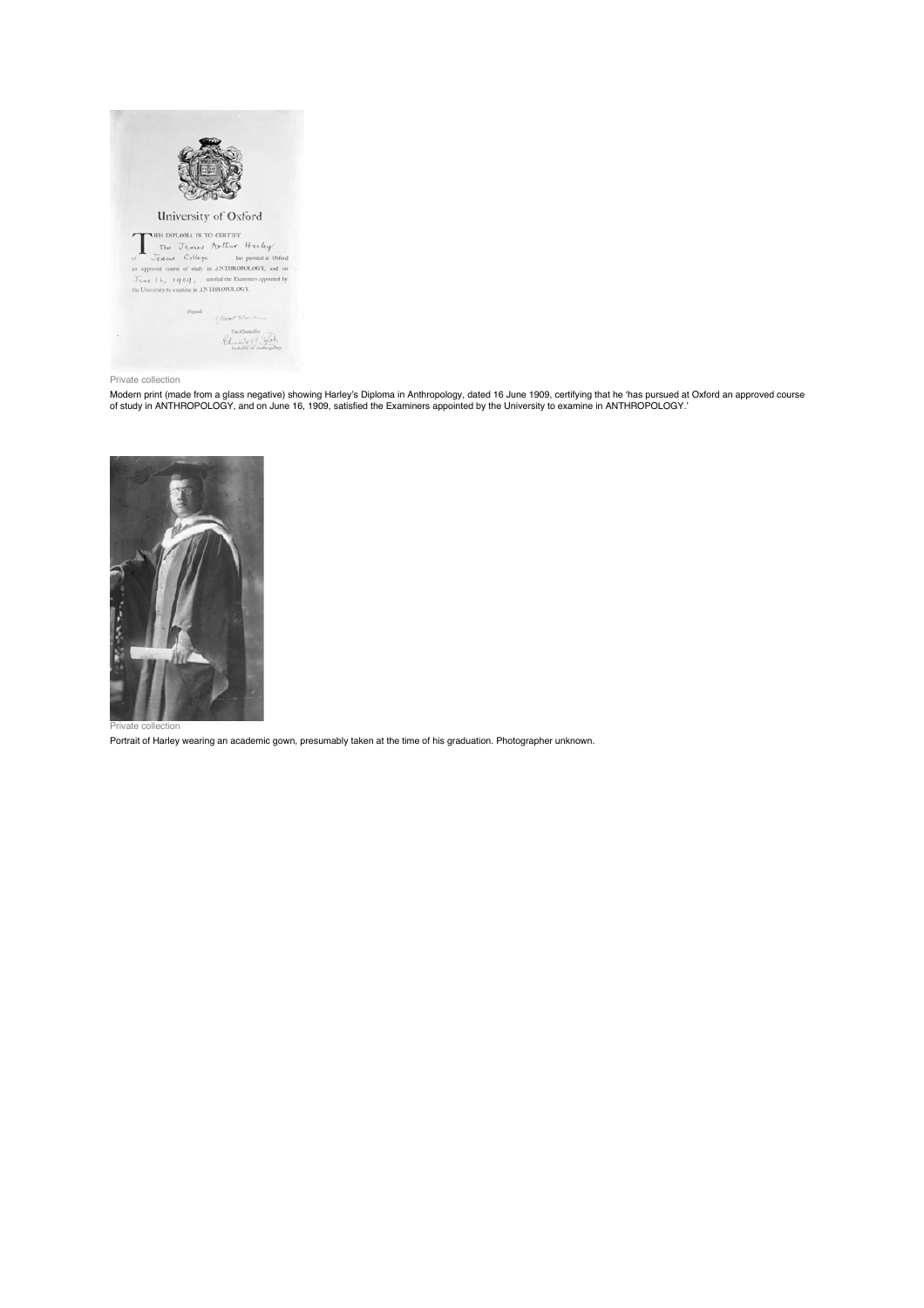Private collection

Modern print (made from a glass negative) showing Harley's Diploma in Anthropology, dated 16 June 1909, certifying that he 'has pursued at Oxford an approved course of study in ANTHROPOLOGY, and on June 16, 1909, satisfied the Examiners appointed by the University to examine in ANTHROPOLOGY.'

Private collection

Portrait of Harley wearing an academic gown, presumably taken at the time of his graduation. Photographer unknown.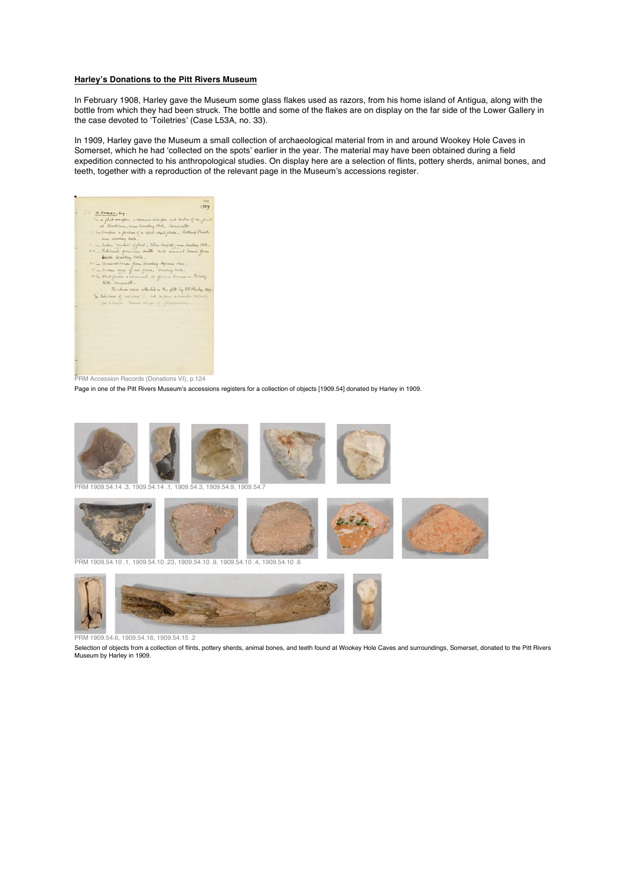**Harley's Donations to the Pitt Rivers Museum**

In February 1908, Harley gave the Museum some glass flakes used as razors, from his home island of Antigua, along with the bottle from which they had been struck. The bottle and some of the flakes are on display on the far side of the Lower Gallery in the case devoted to 'Toiletries' (Case L53A, no. 33).

In 1909, Harley gave the Museum a small collection of archaeological material from in and around Wookey Hole Caves in Somerset, which he had 'collected on the spots' earlier in the year. The material may have been obtained during a field expedition connected to his anthropological studies. On display here are a selection of flints, pottery sherds, animal bones, and teeth, together with a reproduction of the relevant page in the Museum's accessions register.

PRM Accession Records (Donations VI), p.124

Page in one of the Pitt Rivers Museum's accessions registers for a collection of objects [1909.54] donated by Harley in 1909.

PRM 1909.54.14 .3, 1909.54.14 .1, 1909.54.3, 1909.54.9, 1909.54.7

PRM 1909.54.10 .1, 1909.54.10 .23, 1909.54.10 .9, 1909.54.10 .4, 1909.54.10 .6

PRM 1909.54.6, 1909.54.16, 1909.54.15 .2

Selection of objects from a collection of flints, pottery sherds, animal bones, and teeth found at Wookey Hole Caves and surroundings, Somerset, donated to the Pitt Rivers Museum by Harley in 1909.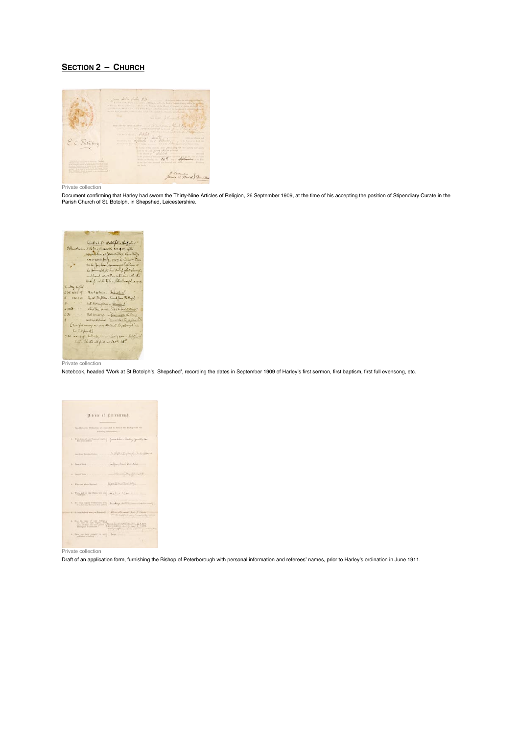## **SECTION 2 – CHURCH**

Private collection

Document confirming that Harley had sworn the Thirty-Nine Articles of Religion, 26 September 1909, at the time of his accepting the position of Stipendiary Curate in the Parish Church of St. Botolph, in Shepshed, Leicestershire.

Private collection

Notebook, headed 'Work at St Botolph's, Shepshed', recording the dates in September 1909 of Harley's first sermon, first baptism, first full evensong, etc.

Private collection

Draft of an application form, furnishing the Bishop of Peterborough with personal information and referees' names, prior to Harley's ordination in June 1911.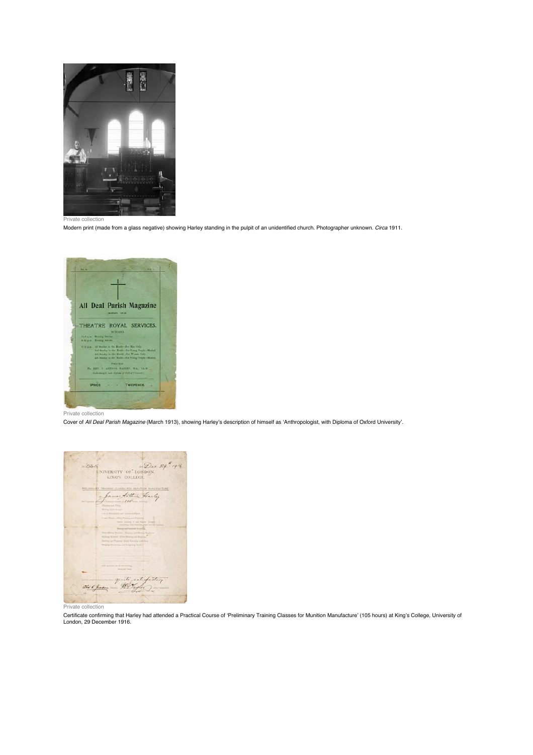Private collection

Modern print (made from a glass negative) showing Harley standing in the pulpit of an unidentified church. Photographer unknown. *Circa* 1911.

Private collection

Cover of *All Deal Parish Magazine* (March 1913), showing Harley's description of himself as 'Anthropologist, with Diploma of Oxford University'.

Private collection

Certificate confirming that Harley had attended a Practical Course of 'Preliminary Training Classes for Munition Manufacture' (105 hours) at King's College, University of London, 29 December 1916.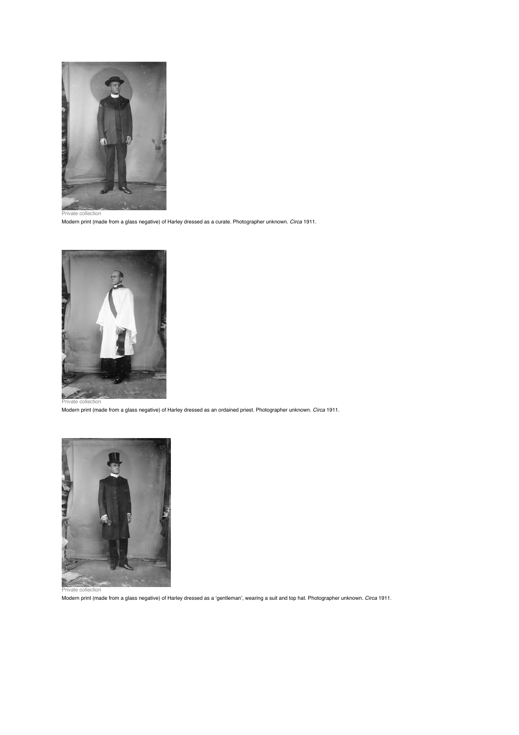Private collection

Modern print (made from a glass negative) of Harley dressed as a curate. Photographer unknown. *Circa* 1911.

Private collection

Modern print (made from a glass negative) of Harley dressed as an ordained priest. Photographer unknown. *Circa* 1911.

Private collection

Modern print (made from a glass negative) of Harley dressed as a 'gentleman', wearing a suit and top hat. Photographer unknown. *Circa* 1911.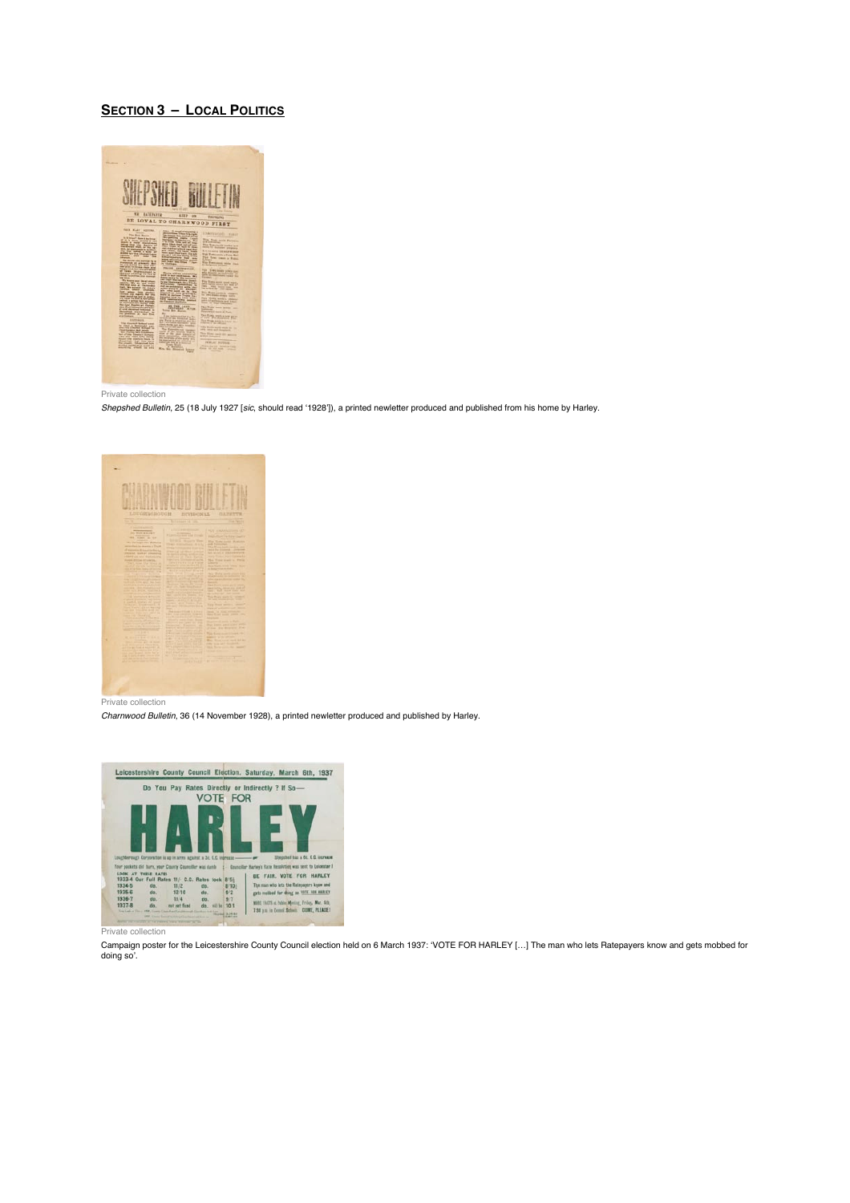## SECTION 3 – LOCAL POLITICS

Private collection

*Shepshed Bulletin*, 25 (18 July 1927 [*sic*, should read '1928']), a printed newletter produced and published from his home by Harley.

Private collection

*Charnwood Bulletin*, 36 (14 November 1928), a printed newletter produced and published by Harley.

Private collection

Campaign poster for the Leicestershire County Council election held on 6 March 1937: 'VOTE FOR HARLEY […] The man who lets Ratepayers know and gets mobbed for doing so'.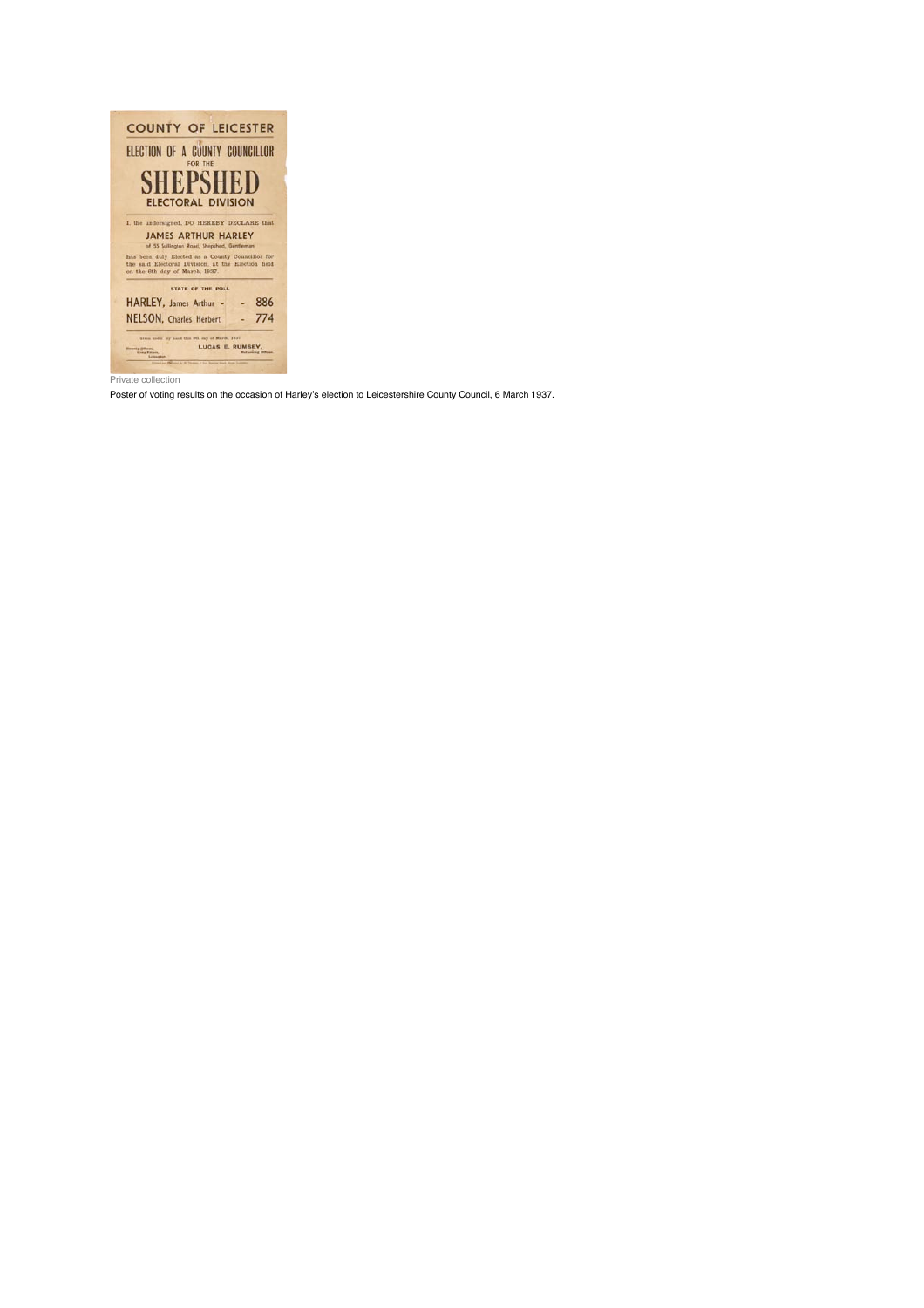# COUNTY OF LEICESTER

## ELECTION OF A COUNTY COUNCILLOR

FOR THE

# SHEPSHED

## ELECTORAL DIVISION

I, the undersigned, DO HEREBY DECLARE that

**JAMES ARTHUR HARLEY**

of 55 Sullington Road, Shepshed, Gentleman

has been duly Elected as a County Councillor for the said Electoral Division, at the Election held on the 6th day of March, 1937.

**STATE OF THE POLL**

| | |
|---|---|
| HARLEY, James Arthur | 886 |
| NELSON, Charles Herbert | 774 |

Given under my hand this 8th day of March, 1937.

LUCAS E. RUMSEY,
Returning Officer.

Private collection

Poster of voting results on the occasion of Harley's election to Leicestershire County Council, 6 March 1937.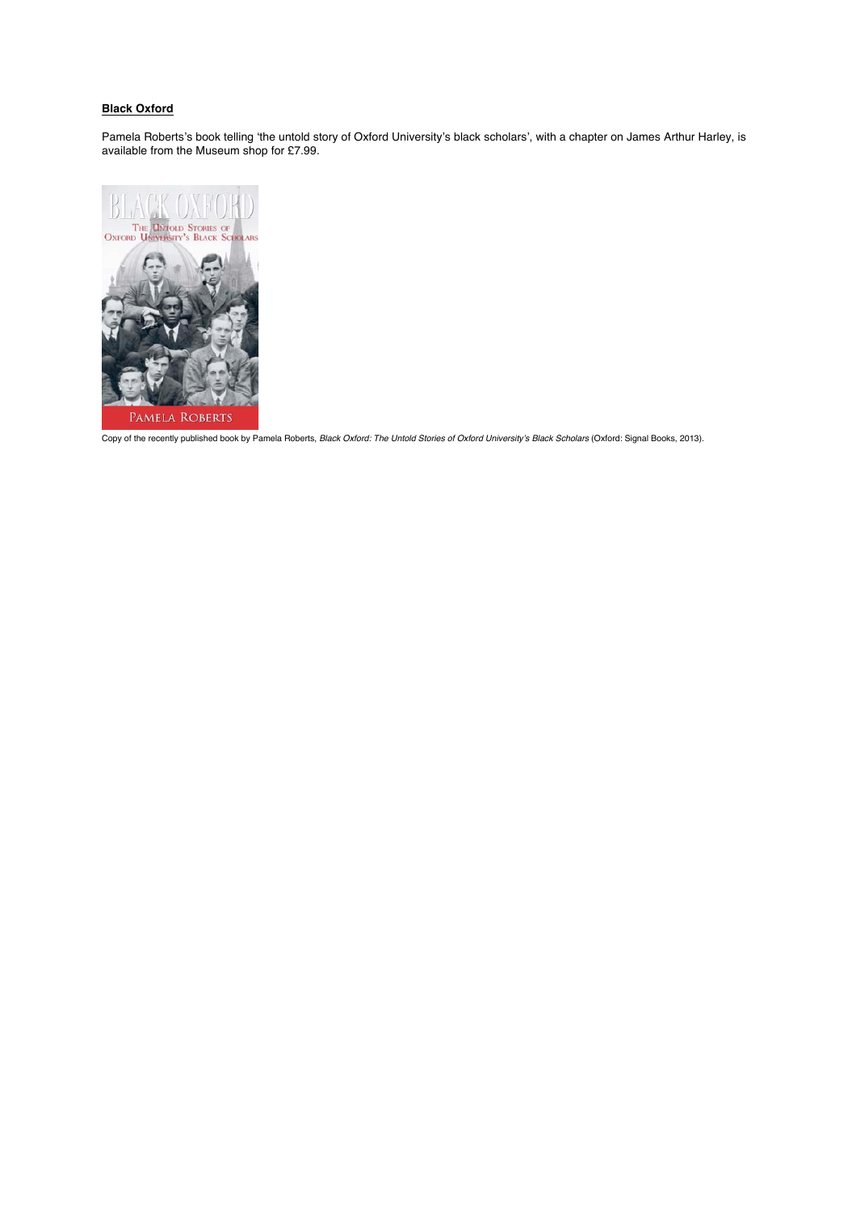**Black Oxford**

Pamela Roberts's book telling 'the untold story of Oxford University's black scholars', with a chapter on James Arthur Harley, is available from the Museum shop for £7.99.

Copy of the recently published book by Pamela Roberts, *Black Oxford: The Untold Stories of Oxford University's Black Scholars* (Oxford: Signal Books, 2013).